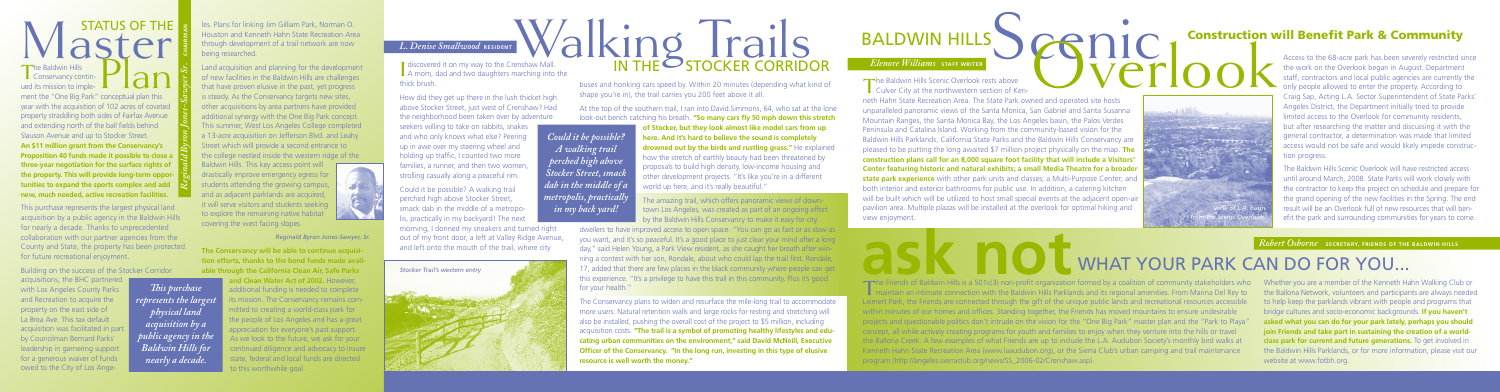# Status of the Master Plan

*Reginald Byron Jones-Sawyer Sr.* CHAIRMAN

The Baldwin Hills Conservancy continued its mission to implement the "One Big Park" conceptual plan this year with the acquisition of 102 acres of coveted property straddling both sides of Fairfax Avenue and extending north of the ball fields behind Slauson Avenue and up to Stocker Street. **An $11 million grant from the Conservancy's Proposition 40 funds made it possible to close a three-year negotiation for the surface rights of the property. This will provide long-term opportunities to expand the sports complex and add new, much needed, active recreation facilities.**

This purchase represents the largest physical land acquisition by a public agency in the Baldwin Hills for nearly a decade. Thanks to unprecedented collaboration with our partner agencies from the County and State, the property has been protected for future recreational enjoyment.

Building on the success of the Stocker Corridor acquisitions, the BHC partnered with Los Angeles County Parks and Recreation to acquire the property on the east side of La Brea Ave. This tax default acquisition was facilitated in part by Councilman Bernard Parks' leadership in garnering support for a generous waiver of funds owed to the City of Los Angeles. Plans for linking Jim Gilliam Park, Norman O. Houston and Kenneth Hahn State Recreation Area through development of a trail network are now being researched.

*This purchase represents the largest physical land acquisition by a public agency in the Baldwin Hills for nearly a decade.*

Land acquisition and planning for the development of new facilities in the Baldwin Hills are challenges that have proven elusive in the past, yet progress is steady. As the Conservancy targets new sites, other acquisitions by area partners have provided additional synergy with the One Big Park concept. This summer, West Los Angeles College completed a 13-acre acquisition on Jefferson Blvd. and Leahy Street which will provide a second entrance to the college nestled inside the western ridge of the Baldwin Hills. This key access point will drastically improve emergency egress for students attending the growing campus, and as adjacent parklands are acquired, it will serve visitors and students seeking to explore the remaining native habitat covering the west facing slopes.

*Reginald Byron Jones-Sawyer, Sr.*

**The Conservancy will be able to continue acquisition efforts, thanks to the bond funds made available through the California Clean Air, Safe Parks and Clean Water Act of 2002.** However, additional funding is needed to complete its mission. The Conservancy remains committed to creating a world-class park for the people of Los Angeles and has a great appreciation for everyone's past support. As we look to the future, we ask for your continued diligence and advocacy to insure state, federal and local funds are directed to this worthwhile goal.

# Walking Trails IN THE STOCKER CORRIDOR

*L. Denise Smallwood* RESIDENT

I discovered it on my way to the Crenshaw Mall. A mom, dad and two daughters marching into the thick brush.

How did they get up there in the lush thicket high above Stocker Street, just west of Crenshaw? Had the neighborhood been taken over by adventure seekers willing to take on rabbits, snakes and who only knows what else? Peering up in awe over my steering wheel and holding up traffic, I counted two more families, a runner, and then two women, strolling casually along a peaceful trim.

*Could it be possible? A walking trail perched high above Stocker Street, smack dab in the middle of a metropolis, practically in my back yard!*

Could it be possible? A walking trail perched high above Stocker Street, smack dab in the middle of a metropolis, practically in my backyard! The next morning, I donned my sneakers and turned right out of my front door, a left at Valley Ridge Avenue, and left onto the mouth of the trail, where city buses and honking cars speed by. Within 20 minutes (depending what kind of shape you're in), the trail carries you 200 feet above it all.

At the top of the southern trail, I ran into David Simmons, 64, who sat at the lone look-out bench catching his breath. **"So many cars fly 50 mph down this stretch of Stocker, but they look almost like model cars from up here. And it's hard to believe the sound is completely drowned out by the birds and rustling grass."** He explained how the stretch of earthly beauty had been threatened by proposals to build high density, low-income housing and other development projects. "It's like you're in a different world up here, and it's really beautiful."

The amazing trail, which offers panoramic views of downtown Los Angeles, was created as part of an ongoing effort by the Baldwin Hills Conservancy to make it easy for city dwellers to have improved access to open space. "You can go as fast or as slow as you want, and it's so peaceful. It's a good place to just clear your mind after a long day," said Helen Young, a Park View resident, as she caught her breath after winning a contest with her son, Rondale, about who could lap the trail first. Rondale, 17, added that there are few places in the black community where people can get this experience. "It's a privilege to have this trail in this community. Plus it's good for your health."

*Stocker Trail's western entry*

The Conservancy plans to widen and resurface the mile-long trail to accommodate more users. Natural retention walls and large rocks for resting and stretching will also be installed, pushing the overall cost of the project to $5 million, including acquisition costs. **"The trail is a symbol of promoting healthy lifestyles and educating urban communities on the environment," said David McNeill, Executive Officer of the Conservancy. "In the long run, investing in this type of elusive resource is well worth the money."**

# BALDWIN HILLS Scenic Overlook

*Elenore Williams* STAFF WRITER

The Baldwin Hills Scenic Overlook rests above Culver City at the northwestern section of Kenneth Hahn State Recreation Area. The State Park owned and operated site hosts unparalleled panoramic views of the Santa Monica, San Gabriel and Santa Susanna Mountain Ranges, the Santa Monica Bay, the Los Angeles basin, the Palos Verdes Peninsula and Catalina Island. Working from the community-based vision for the Baldwin Hills Parklands, California State Parks and the Baldwin Hills Conservancy are pleased to be putting the long awaited $7 million project physically on the map. **The construction plans call for an 8,000 square foot facility that will include a Visitors' Center featuring historic and natural exhibits; a small Media Theatre for a broader state park experience** with other park units and classes; a Multi-Purpose Center; and both interior and exterior bathrooms for public use. In addition, a catering kitchen will be built which will be utilized to host small special events at the adjacent open-air pavilion area. Multiple plazas will be installed at the overlook for optimal hiking and view enjoyment.

## Construction will Benefit Park & Community

Access to the 68-acre park has been severely restricted since the work on the Overlook began in August. Department staff, contractors and local public agencies are currently the only people allowed to enter the property. According to Craig Sap, Acting L.A. Sector Superintendent of State Parks' Angeles District, the Department initially tried to provide limited access to the Overlook for community residents, but after researching the matter and discussing it with the general contractor, a determination was made that limited access would not be safe and would likely impede construction progress.

The Baldwin Hills Scenic Overlook will have restricted access until around March, 2008. State Parks will work closely with the contractor to keep the project on schedule and prepare for the grand opening of the new facilities in the Spring. The end result will be an Overlook full of new resources that will benefit the park and surrounding communities for years to come.

*View of L.A. basin from the Scenic Overlook*

# ask not WHAT YOUR PARK CAN DO FOR YOU...

*Robert Osborne* SECRETARY, FRIENDS OF THE BALDWIN HILLS

The Friends of Baldwin Hills is a 501c(3) non-profit organization formed by a coalition of community stakeholders who maintain an intimate connection with the Baldwin Hills Parklands and its regional amenities. From Marina Del Rey to Leimert Park, the Friends are connected through the gift of the unique public lands and recreational resources accessible within minutes of our homes and offices. Standing together, the Friends has moved mountains to ensure undesirable projects and questionable politics don't intrude on the vision for the "One Big Park" master plan and the "Park to Playa" concept, all while actively creating programs for youth and families to enjoy when they venture into the hills or travel the Ballona Creek. A few examples of what Friends are up to include the L.A. Audubon Society's monthly bird walks at Kenneth Hahn State Recreation Area (www.laaudubon.org), or the Sierra Club's urban camping and trail maintenance program (http://angeles.sierraclub.org/news/55_2006-02/Crenshaw.asp).

Whether you are a member of the Kenneth Hahn Walking Club or the Ballona Network, volunteers and participants are always needed to help keep the parklands vibrant with people and programs that bridge cultures and socio-economic backgrounds. **If you haven't asked what you can do for your park lately, perhaps you should join Friends and take part in sustaining the creation of a world-class park for current and future generations.** To get involved in the Baldwin Hills Parklands, or for more information, please visit our website at www.fotbh.org.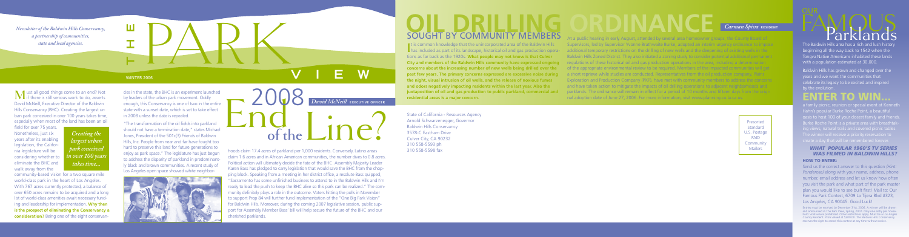*Newsletter of the Baldwin Hills Conservancy, a partnership of communities, state and local agencies.*

# THE PARK VIEW

WINTER 2006

# 2008 End of the Line?

*David McNeill* EXECUTIVE OFFICER

Must all good things come to an end? Not if there is still serious work to do, asserts David McNeill, Executive Director of the Baldwin Hills Conservancy (BHC). Creating the largest urban park conceived in over 100 years takes time, especially when most of the land has been an oil field for over 75 years. Nonetheless, just six years after its enabling legislation, the California legislature will be considering whether to eliminate the BHC and walk away from the community-based vision for a two square mile world-class park in the heart of Los Angeles. With 767 acres currently protected, a balance of over 650 acres remains to be acquired and a long list of world-class amenities await necessary funding and leadership for implementation. **Why then is the prospect of eliminating the Conservancy a consideration?** Being one of the eight conservancies in the state, the BHC is an experiment launched by leaders of the urban park movement. Oddly enough, this Conservancy is one of two in the entire state with a sunset date, which is set to take effect in 2008 unless the date is repealed.

*Creating the largest urban park conceived in over 100 years takes time...*

"The transformation of the oil fields into parkland should not have a termination date," states Michael Jones, President of the 501(c)3 Friends of Baldwin Hills, Inc. People from near and far have fought too hard to preserve this land for future generations to enjoy as park space." The legislature has just begun to address the disparity of parkland in predominantly black and brown communities. A recent study of Los Angeles open space showed white neighborhoods claim 17.4 acres of parkland per 1,000 residents. Conversely, Latino areas claim 1.6 acres and in African American communities, the number dives to 0.8 acres. Political action will ultimately decide the fate of the BHC. Assembly Majority Leader Karen Bass has pledged to carry legislation that would save the BHC from the chopping block. Speaking from a meeting in her district office, a resolute Bass quipped, "Sacramento has some unfinished business to attend to in the Baldwin Hills and I'm ready to lead the push to keep the BHC alive so this park can be realized." The community definitely plays a role in the outcome. Voters hitting the polls in November to support Prop 84 will further fund implementation of the "One Big Park Vision" for Baldwin Hills. Moreover, during the coming 2007 legislative session, public support for Assembly Member Bass' bill will help secure the future of the BHC and our cherished parklands.

# OIL DRILLING ORDINANCE SOUGHT BY COMMUNITY MEMBERS

*Carman Spiva* RESIDENT

It is common knowledge that the unincorporated area of the Baldwin Hills has included as part of its landscape, historical oil and gas production operations as far back as the 1920s. **What people may not know is that Culver City and members of the Baldwin Hills community have expressed ongoing concerns about the increasing number of new wells being drilled over the past few years. The primary concerns expressed are excessive noise during the night, visual intrusion of oil wells, and the release of noxious fumes and odors negatively impacting residents within the last year. Also the juxtaposition of oil and gas production to public parkland, commercial and residential areas is a major concern.**

At a public hearing in early August, attended by several area homeowner groups, the County Board of Supervisors, led by Supervisor Yvonne Brathwaite Burke, adopted an interim urgency ordinance to impose additional temporary restrictions on the drilling of new wells and the deepening of existing wells in the Baldwin Hills Zoned District. They also initiated a zoning study to consider potential additional permanent regulations of these historical oil and gas production operations in the area, including a determination of the appropriate environmental review to be required. Members of the impacted communities will get a short reprieve while studies are conducted. Representatives from the oil production company, Plains Exploration and Production Company (PXP), have met with community members to address the concerns and have taken action to mitigate the impacts of oil drilling operations to adjacent neighborhoods and parklands. The ordinance will remain in effect for a period of 10 months and fifteen days from the original adoption date of June 27, 2006. For more information, visit www.planning.co.la.ca.us.

State of California - Resources Agency
Arnold Schwarzenegger, Governor
Baldwin Hills Conservancy
3578-C Eastham Drive
Culver City, CA 90232
310 558-5593 ph
310 558-5598 fax

Presorted
Standard
U.S. Postage
PAID
Community
Mailers

# OUR FAMOUS Parklands

The Baldwin Hills area has a rich and lush history beginning all the way back to 1542 when the Tongva Native Americans inhabited these lands with a population estimated at 30,000.

Baldwin Hills has grown and changed over the years and we want the communities that celebrate its legacy to be excited and inspired by the evolution.

## ENTER TO WIN...

a family picnic, reunion or special event at Kenneth Hahn's popular Burke Roche Point, a beautiful oasis to host 100 of your closest family and friends. Burke Roche Point is a private area with breathtaking views, natural trails and covered picnic tables. The winner will receive a priority reservation to create a day that will be remembered forever.

### *WHAT POPULAR 1960'S TV SERIES WAS FILMED IN BALDWIN HILLS?*

**HOW TO ENTER:**

Send us the correct answer to this question (Hint: *Ponderosa*) along with your name, address, phone number, email address and let us know how often you visit the park and what part of the park master plan you would like to see built first! Mail to: Our Famous Park Contest, 6709 La Tijera Blvd #323, Los Angeles, CA 90045. Good Luck!

Entries must be received by December 31st, 2006. A winner will be drawn and announced in The Park View, Spring, 2007. Only one entry per household. Void where prohibited. Other restrictions apply. Must be a Los Angeles County Resident. Prize valued at $300.00. The Baldwin Hills Conservancy reserves the right to cancel this contest at any time without notice.